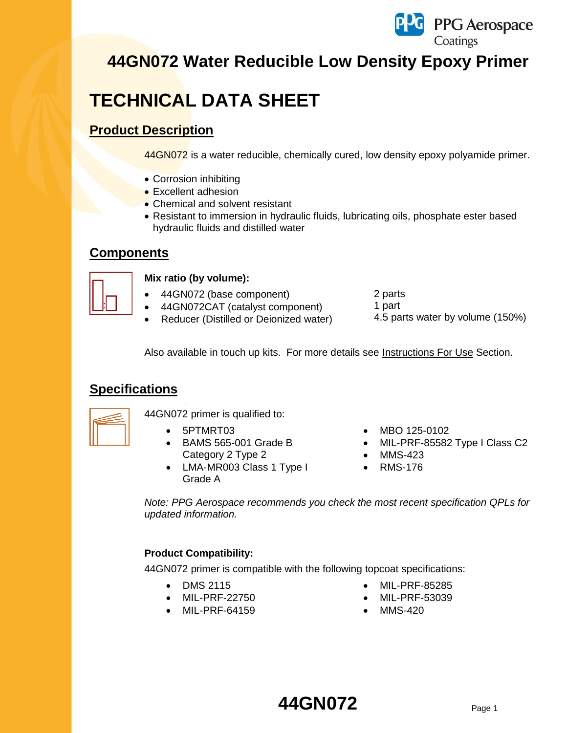# 44GN072 Water Reducible Low Density Epoxy Primer

# TECHNICAL DATA SHEET

## Product Description

44GN072 is a water reducible, chemically cured, low density epoxy polyamide primer.

- Corrosion inhibiting
- Excellent adhesion
- Chemical and solvent resistant
- Resistant to immersion in hydraulic fluids, lubricating oils, phosphate ester based hydraulic fluids and distilled water

## Components

**Mix ratio (by volume):**

- 44GN072 (base component) — 2 parts
- 44GN072CAT (catalyst component) — 1 part
- Reducer (Distilled or Deionized water) — 4.5 parts water by volume (150%)

Also available in touch up kits. For more details see Instructions For Use Section.

## Specifications

44GN072 primer is qualified to:

- 5PTMRT03
- BAMS 565-001 Grade B Category 2 Type 2
- LMA-MR003 Class 1 Type I Grade A
- MBO 125-0102
- MIL-PRF-85582 Type I Class C2
- MMS-423
- RMS-176

*Note: PPG Aerospace recommends you check the most recent specification QPLs for updated information.*

**Product Compatibility:**

44GN072 primer is compatible with the following topcoat specifications:

- DMS 2115
- MIL-PRF-22750
- MIL-PRF-64159
- MIL-PRF-85285
- MIL-PRF-53039
- MMS-420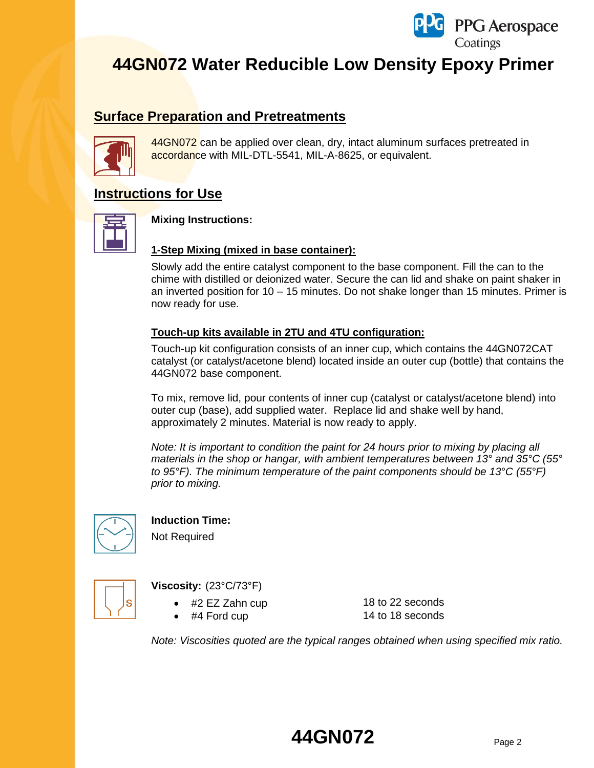# 44GN072 Water Reducible Low Density Epoxy Primer

## Surface Preparation and Pretreatments

44GN072 can be applied over clean, dry, intact aluminum surfaces pretreated in accordance with MIL-DTL-5541, MIL-A-8625, or equivalent.

## Instructions for Use

**Mixing Instructions:**

**1-Step Mixing (mixed in base container):**

Slowly add the entire catalyst component to the base component. Fill the can to the chime with distilled or deionized water. Secure the can lid and shake on paint shaker in an inverted position for 10 – 15 minutes. Do not shake longer than 15 minutes. Primer is now ready for use.

**Touch-up kits available in 2TU and 4TU configuration:**

Touch-up kit configuration consists of an inner cup, which contains the 44GN072CAT catalyst (or catalyst/acetone blend) located inside an outer cup (bottle) that contains the 44GN072 base component.

To mix, remove lid, pour contents of inner cup (catalyst or catalyst/acetone blend) into outer cup (base), add supplied water. Replace lid and shake well by hand, approximately 2 minutes. Material is now ready to apply.

*Note: It is important to condition the paint for 24 hours prior to mixing by placing all materials in the shop or hangar, with ambient temperatures between 13° and 35°C (55° to 95°F). The minimum temperature of the paint components should be 13°C (55°F) prior to mixing.*

**Induction Time:**

Not Required

**Viscosity:** (23°C/73°F)

- #2 EZ Zahn cup — 18 to 22 seconds
- #4 Ford cup — 14 to 18 seconds

*Note: Viscosities quoted are the typical ranges obtained when using specified mix ratio.*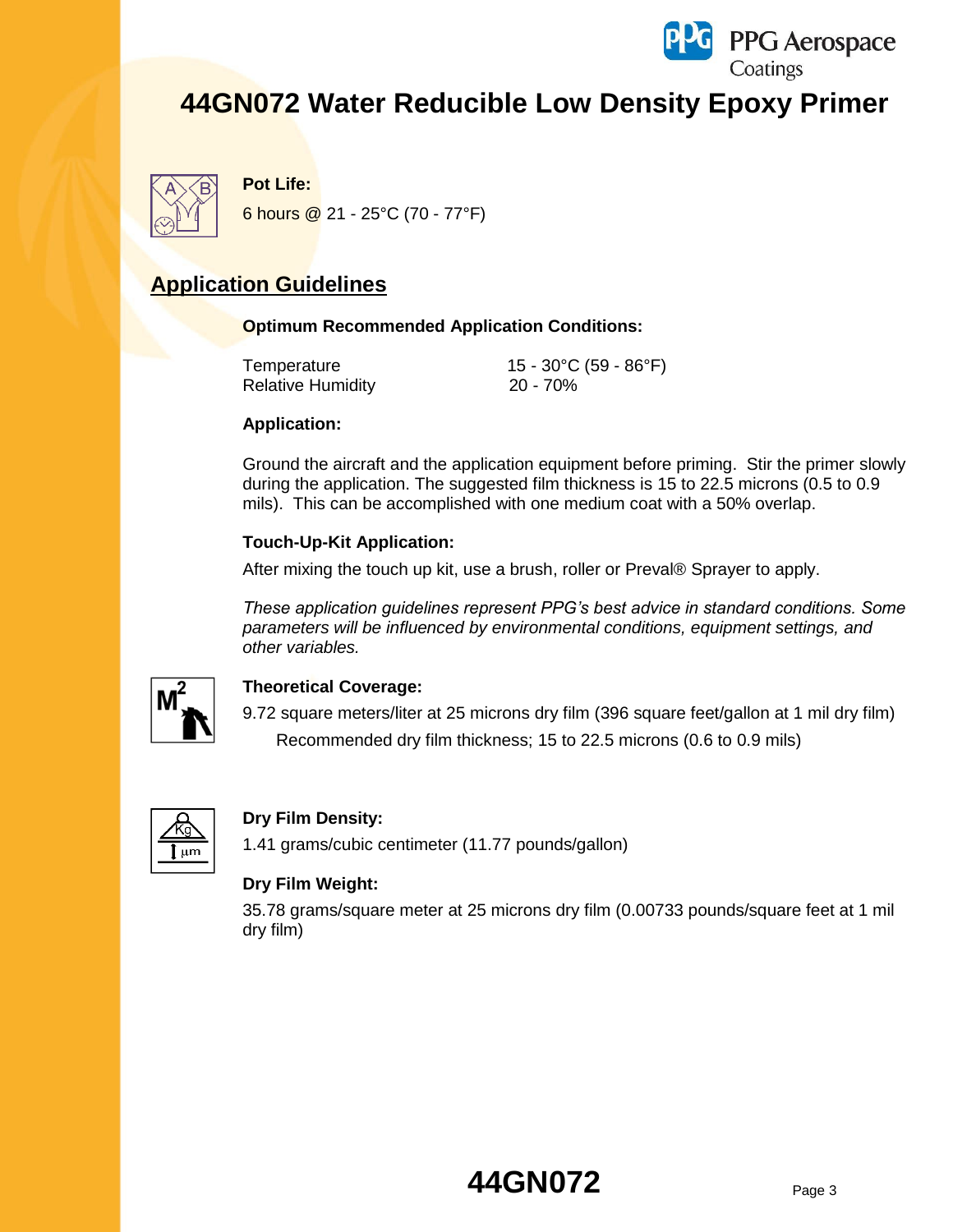# 44GN072 Water Reducible Low Density Epoxy Primer

**Pot Life:**

6 hours @ 21 - 25°C (70 - 77°F)

## Application Guidelines

**Optimum Recommended Application Conditions:**

| | |
|---|---|
| Temperature | 15 - 30°C (59 - 86°F) |
| Relative Humidity | 20 - 70% |

**Application:**

Ground the aircraft and the application equipment before priming. Stir the primer slowly during the application. The suggested film thickness is 15 to 22.5 microns (0.5 to 0.9 mils). This can be accomplished with one medium coat with a 50% overlap.

**Touch-Up-Kit Application:**

After mixing the touch up kit, use a brush, roller or Preval® Sprayer to apply.

*These application guidelines represent PPG's best advice in standard conditions. Some parameters will be influenced by environmental conditions, equipment settings, and other variables.*

**Theoretical Coverage:**

9.72 square meters/liter at 25 microns dry film (396 square feet/gallon at 1 mil dry film)

Recommended dry film thickness; 15 to 22.5 microns (0.6 to 0.9 mils)

**Dry Film Density:**

1.41 grams/cubic centimeter (11.77 pounds/gallon)

**Dry Film Weight:**

35.78 grams/square meter at 25 microns dry film (0.00733 pounds/square feet at 1 mil dry film)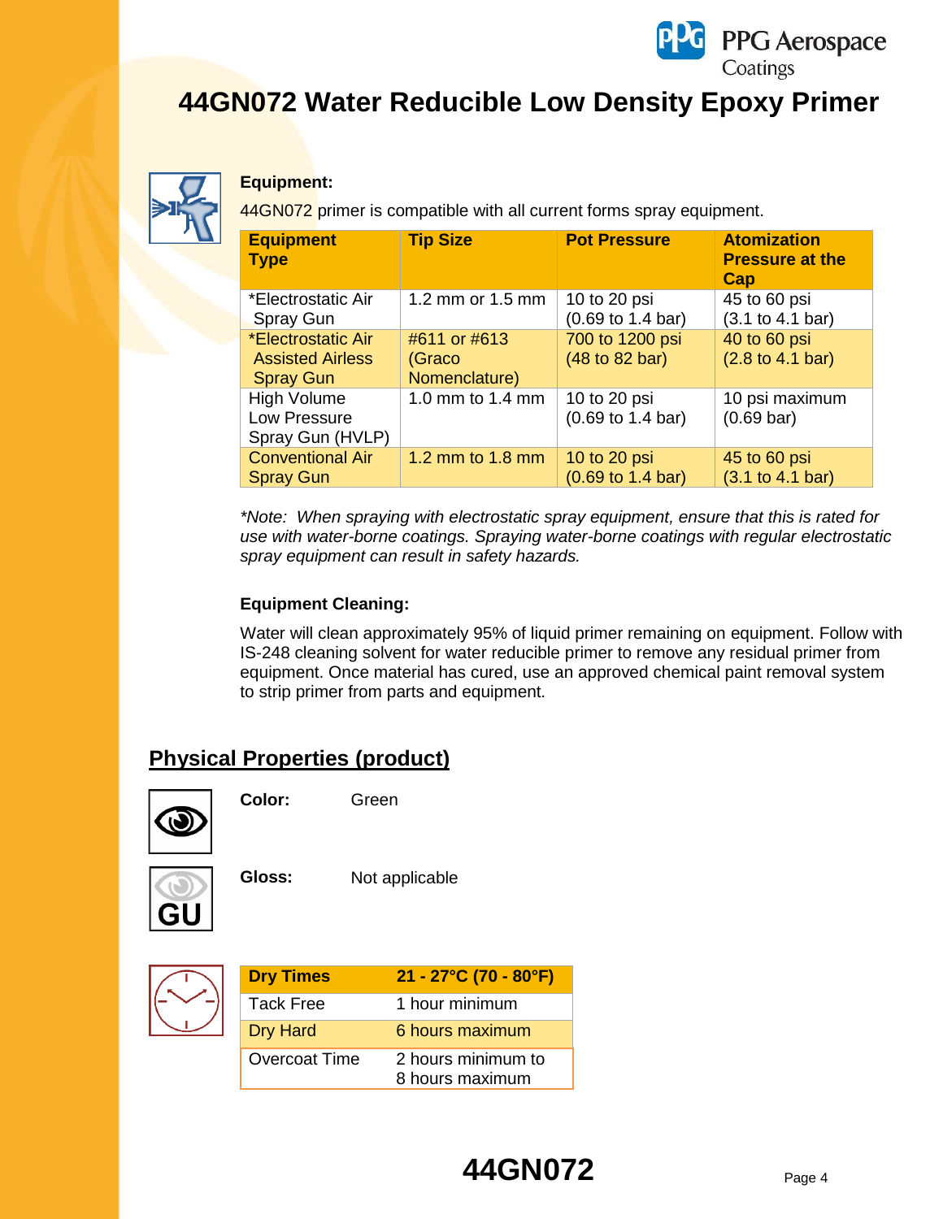# 44GN072 Water Reducible Low Density Epoxy Primer

**Equipment:**

44GN072 primer is compatible with all current forms spray equipment.

| Equipment Type | Tip Size | Pot Pressure | Atomization Pressure at the Cap |
|---|---|---|---|
| *Electrostatic Air Spray Gun | 1.2 mm or 1.5 mm | 10 to 20 psi (0.69 to 1.4 bar) | 45 to 60 psi (3.1 to 4.1 bar) |
| *Electrostatic Air Assisted Airless Spray Gun | #611 or #613 (Graco Nomenclature) | 700 to 1200 psi (48 to 82 bar) | 40 to 60 psi (2.8 to 4.1 bar) |
| High Volume Low Pressure Spray Gun (HVLP) | 1.0 mm to 1.4 mm | 10 to 20 psi (0.69 to 1.4 bar) | 10 psi maximum (0.69 bar) |
| Conventional Air Spray Gun | 1.2 mm to 1.8 mm | 10 to 20 psi (0.69 to 1.4 bar) | 45 to 60 psi (3.1 to 4.1 bar) |

*\*Note: When spraying with electrostatic spray equipment, ensure that this is rated for use with water-borne coatings. Spraying water-borne coatings with regular electrostatic spray equipment can result in safety hazards.*

**Equipment Cleaning:**

Water will clean approximately 95% of liquid primer remaining on equipment. Follow with IS-248 cleaning solvent for water reducible primer to remove any residual primer from equipment. Once material has cured, use an approved chemical paint removal system to strip primer from parts and equipment.

## Physical Properties (product)

**Color:** Green

**Gloss:** Not applicable

| Dry Times | 21 - 27°C (70 - 80°F) |
|---|---|
| Tack Free | 1 hour minimum |
| Dry Hard | 6 hours maximum |
| Overcoat Time | 2 hours minimum to 8 hours maximum |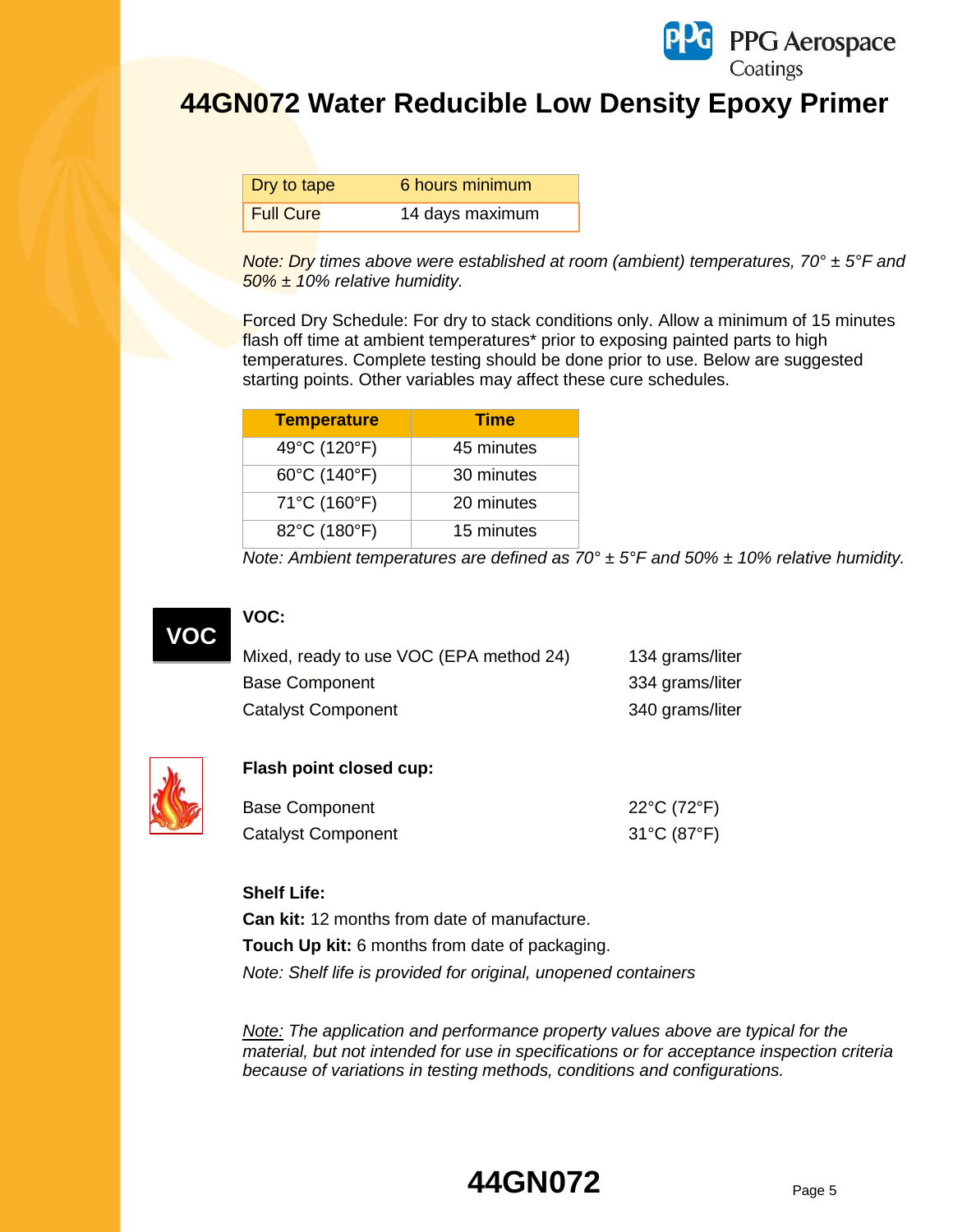# 44GN072 Water Reducible Low Density Epoxy Primer

| | |
|---|---|
| Dry to tape | 6 hours minimum |
| Full Cure | 14 days maximum |

*Note: Dry times above were established at room (ambient) temperatures, 70° ± 5°F and 50% ± 10% relative humidity.*

Forced Dry Schedule: For dry to stack conditions only. Allow a minimum of 15 minutes flash off time at ambient temperatures* prior to exposing painted parts to high temperatures. Complete testing should be done prior to use. Below are suggested starting points. Other variables may affect these cure schedules.

| Temperature | Time |
|---|---|
| 49°C (120°F) | 45 minutes |
| 60°C (140°F) | 30 minutes |
| 71°C (160°F) | 20 minutes |
| 82°C (180°F) | 15 minutes |

*Note: Ambient temperatures are defined as 70° ± 5°F and 50% ± 10% relative humidity.*

**VOC:**

| | |
|---|---|
| Mixed, ready to use VOC (EPA method 24) | 134 grams/liter |
| Base Component | 334 grams/liter |
| Catalyst Component | 340 grams/liter |

**Flash point closed cup:**

| | |
|---|---|
| Base Component | 22°C (72°F) |
| Catalyst Component | 31°C (87°F) |

**Shelf Life:**

**Can kit:** 12 months from date of manufacture.

**Touch Up kit:** 6 months from date of packaging.

*Note: Shelf life is provided for original, unopened containers*

*Note: The application and performance property values above are typical for the material, but not intended for use in specifications or for acceptance inspection criteria because of variations in testing methods, conditions and configurations.*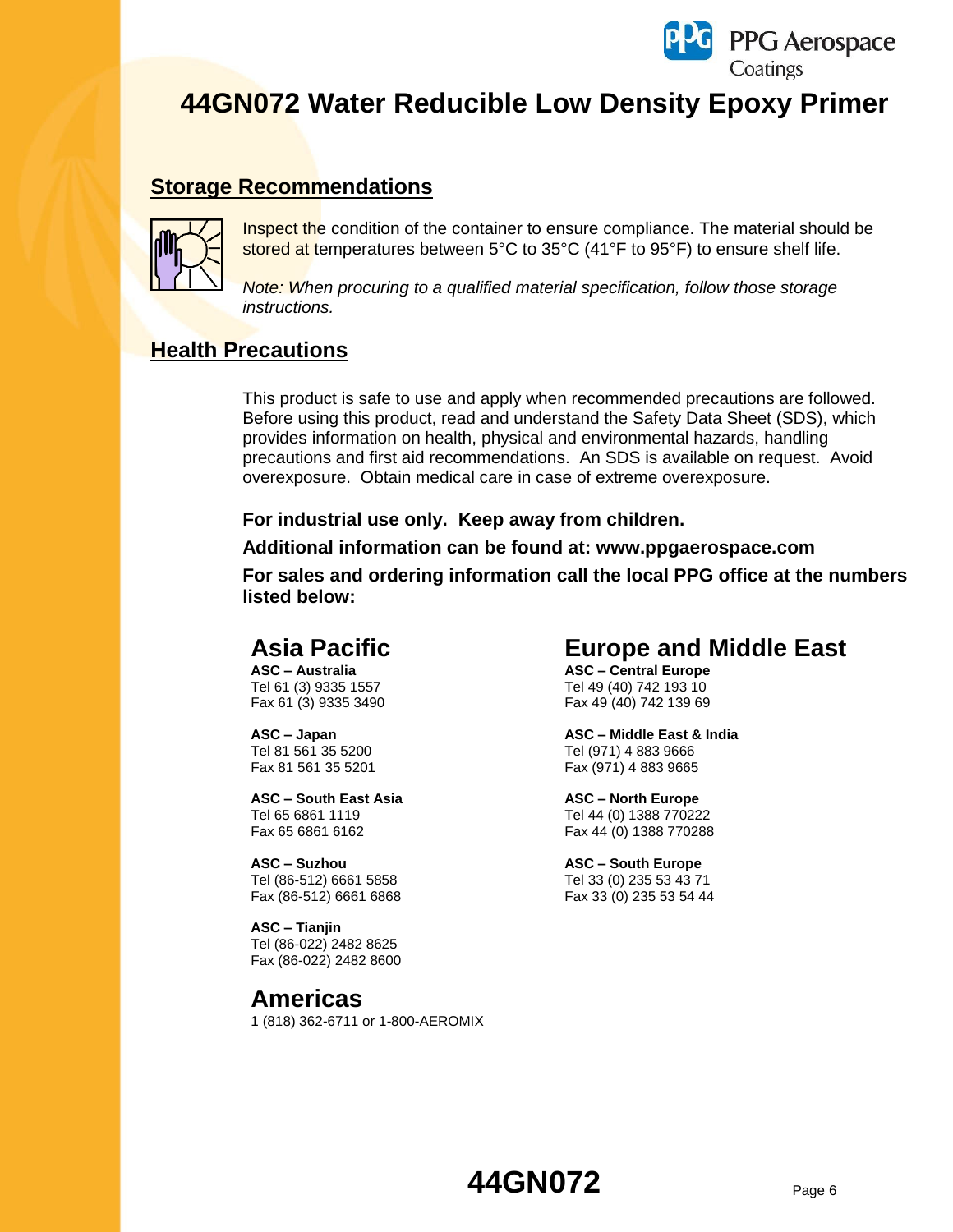# 44GN072 Water Reducible Low Density Epoxy Primer

## Storage Recommendations

Inspect the condition of the container to ensure compliance. The material should be stored at temperatures between 5°C to 35°C (41°F to 95°F) to ensure shelf life.

*Note: When procuring to a qualified material specification, follow those storage instructions.*

## Health Precautions

This product is safe to use and apply when recommended precautions are followed. Before using this product, read and understand the Safety Data Sheet (SDS), which provides information on health, physical and environmental hazards, handling precautions and first aid recommendations. An SDS is available on request. Avoid overexposure. Obtain medical care in case of extreme overexposure.

**For industrial use only. Keep away from children.**

**Additional information can be found at: www.ppgaerospace.com**

**For sales and ordering information call the local PPG office at the numbers listed below:**

### Asia Pacific

**ASC – Australia**
Tel 61 (3) 9335 1557
Fax 61 (3) 9335 3490

**ASC – Japan**
Tel 81 561 35 5200
Fax 81 561 35 5201

**ASC – South East Asia**
Tel 65 6861 1119
Fax 65 6861 6162

**ASC – Suzhou**
Tel (86-512) 6661 5858
Fax (86-512) 6661 6868

**ASC – Tianjin**
Tel (86-022) 2482 8625
Fax (86-022) 2482 8600

### Americas

1 (818) 362-6711 or 1-800-AEROMIX

### Europe and Middle East

**ASC – Central Europe**
Tel 49 (40) 742 193 10
Fax 49 (40) 742 139 69

**ASC – Middle East & India**
Tel (971) 4 883 9666
Fax (971) 4 883 9665

**ASC – North Europe**
Tel 44 (0) 1388 770222
Fax 44 (0) 1388 770288

**ASC – South Europe**
Tel 33 (0) 235 53 43 71
Fax 33 (0) 235 53 54 44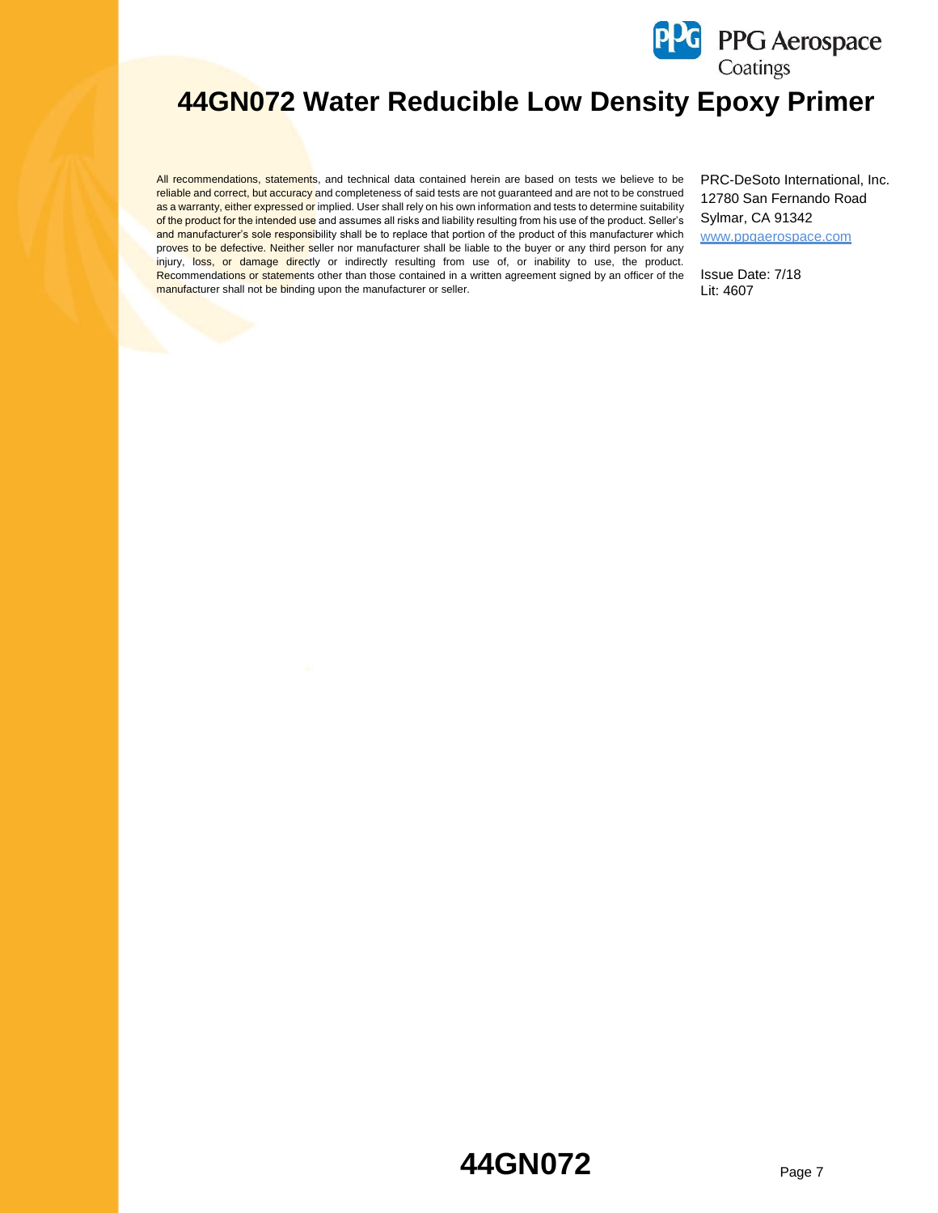# 44GN072 Water Reducible Low Density Epoxy Primer

All recommendations, statements, and technical data contained herein are based on tests we believe to be reliable and correct, but accuracy and completeness of said tests are not guaranteed and are not to be construed as a warranty, either expressed or implied. User shall rely on his own information and tests to determine suitability of the product for the intended use and assumes all risks and liability resulting from his use of the product. Seller's and manufacturer's sole responsibility shall be to replace that portion of the product of this manufacturer which proves to be defective. Neither seller nor manufacturer shall be liable to the buyer or any third person for any injury, loss, or damage directly or indirectly resulting from use of, or inability to use, the product. Recommendations or statements other than those contained in a written agreement signed by an officer of the manufacturer shall not be binding upon the manufacturer or seller.

PRC-DeSoto International, Inc.
12780 San Fernando Road
Sylmar, CA 91342
www.ppgaerospace.com

Issue Date: 7/18
Lit: 4607